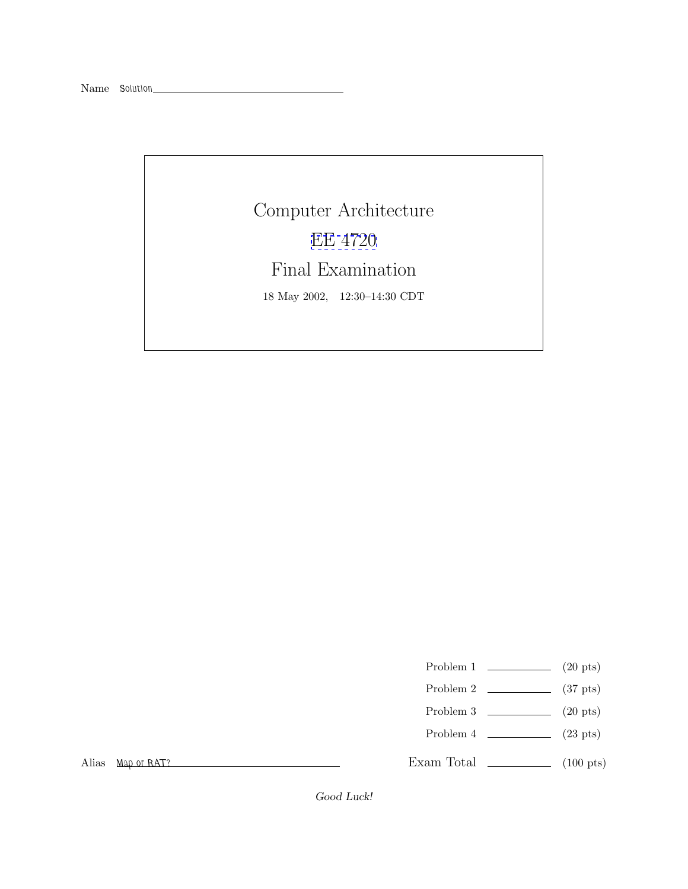Name Solution

# Computer Architecture

## EE 4720

## Final Examination

18 May 2002, 12:30–14:30 CDT

| | | |
|---|---|---|
| Problem 1 | | (20 pts) |
| Problem 2 | | (37 pts) |
| Problem 3 | | (20 pts) |
| Problem 4 | | (23 pts) |
| Exam Total | | (100 pts) |

Alias Map or RAT?

*Good Luck!*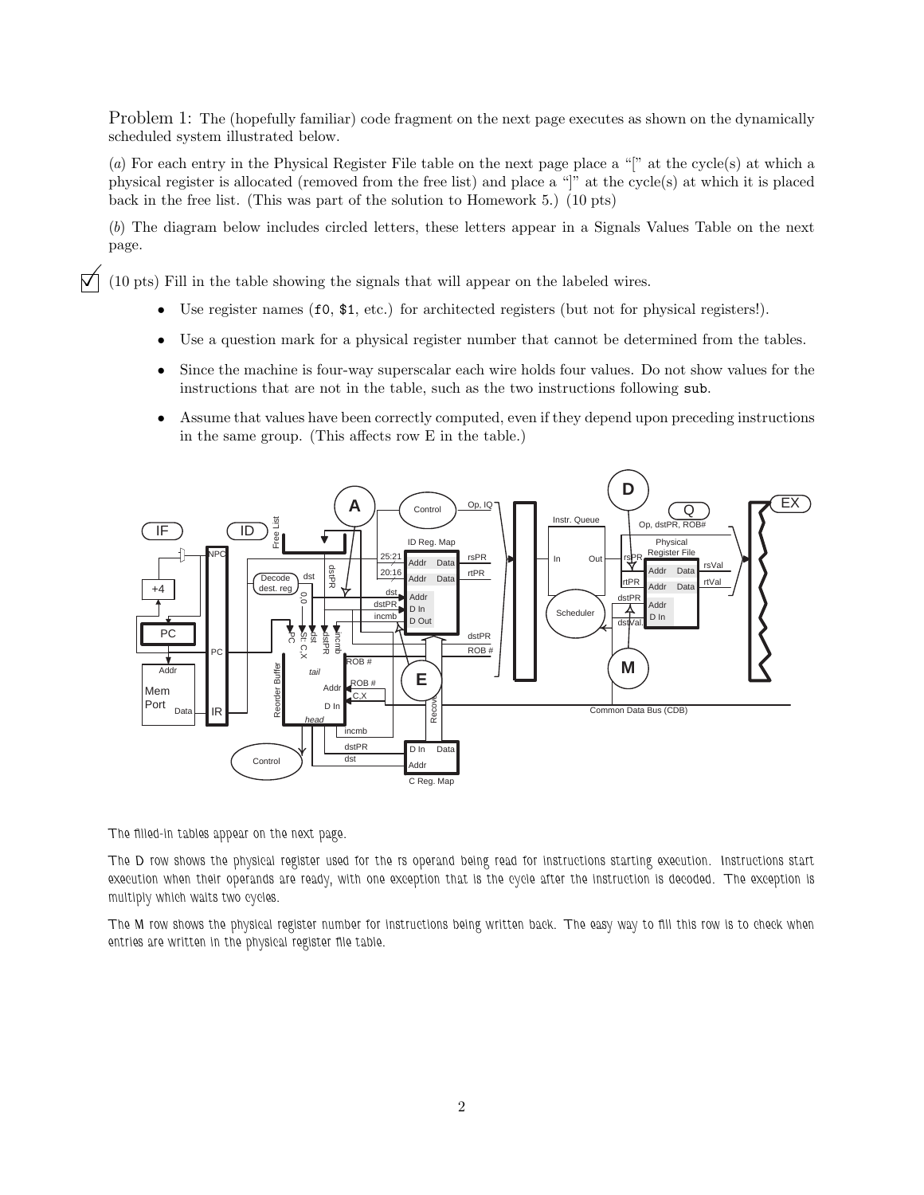Problem 1: The (hopefully familiar) code fragment on the next page executes as shown on the dynamically scheduled system illustrated below.

(*a*) For each entry in the Physical Register File table on the next page place a "[" at the cycle(s) at which a physical register is allocated (removed from the free list) and place a "]" at the cycle(s) at which it is placed back in the free list. (This was part of the solution to Homework 5.) (10 pts)

(*b*) The diagram below includes circled letters, these letters appear in a Signals Values Table on the next page.

☑ (10 pts) Fill in the table showing the signals that will appear on the labeled wires.

- Use register names (`f0`, `$1`, etc.) for architected registers (but not for physical registers!).
- Use a question mark for a physical register number that cannot be determined from the tables.
- Since the machine is four-way superscalar each wire holds four values. Do not show values for the instructions that are not in the table, such as the two instructions following `sub`.
- Assume that values have been correctly computed, even if they depend upon preceding instructions in the same group. (This affects row E in the table.)

*The filled-in tables appear on the next page.*

*The D row shows the physical register used for the rs operand being read for instructions starting execution. Instructions start execution when their operands are ready, with one exception that is the cycle after the instruction is decoded. The exception is multiply which waits two cycles.*

*The M row shows the physical register number for instructions being written back. The easy way to fill this row is to check when entries are written in the physical register file table.*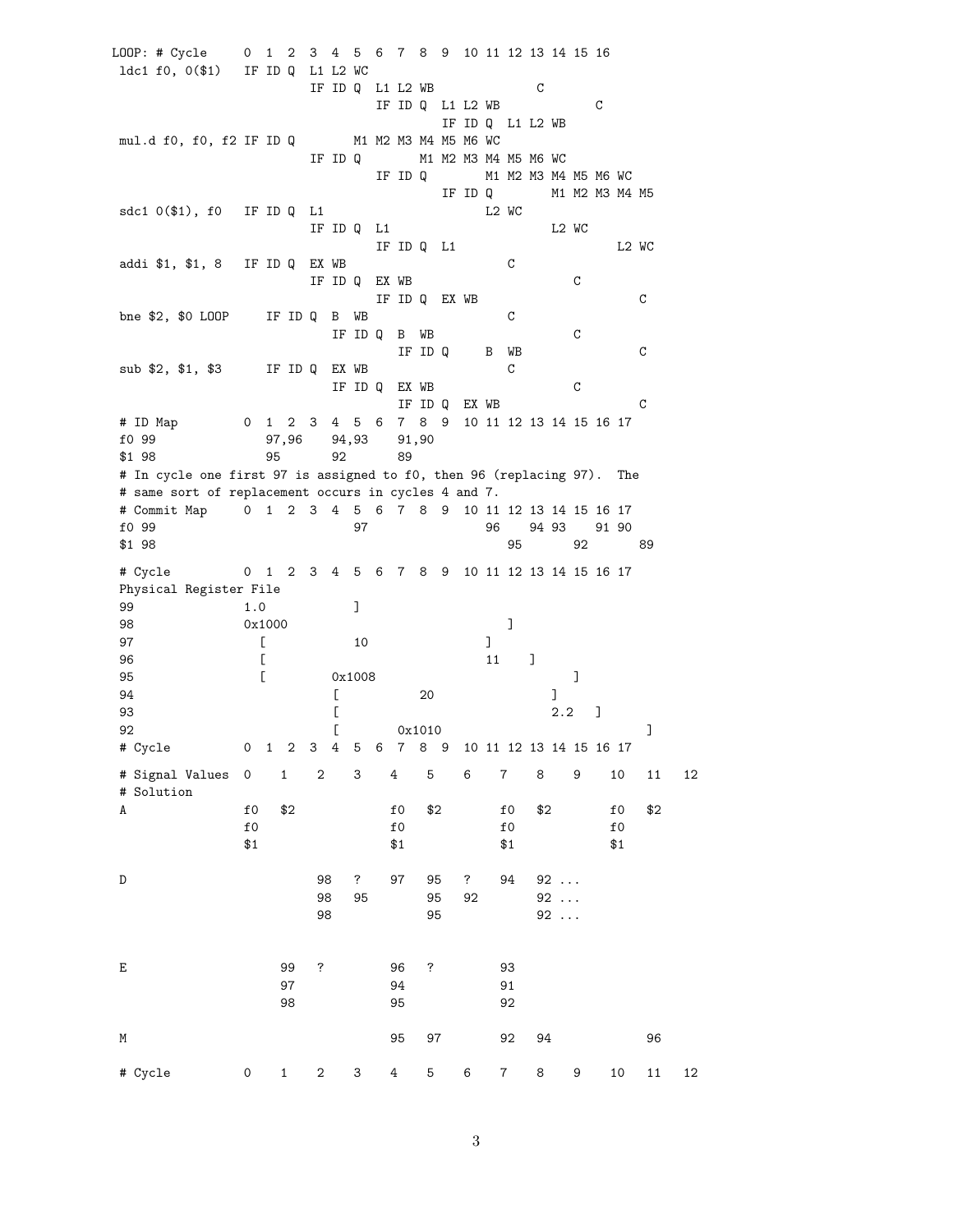```
LOOP: # Cycle     0  1  2  3  4  5  6  7  8  9  10 11 12 13 14 15 16
 ldc1 f0, 0($1)   IF ID Q  L1 L2 WC
                           IF ID Q  L1 L2 WB             C
                                    IF ID Q  L1 L2 WB             C
                                             IF ID Q  L1 L2 WB
 mul.d f0, f0, f2 IF ID Q        M1 M2 M3 M4 M5 M6 WC
                           IF ID Q        M1 M2 M3 M4 M5 M6 WC
                                    IF ID Q        M1 M2 M3 M4 M5 M6 WC
                                             IF ID Q        M1 M2 M3 M4 M5
 sdc1 0($1), f0   IF ID Q  L1                      L2 WC
                           IF ID Q  L1                      L2 WC
                                    IF ID Q  L1                      L2 WC
 addi $1, $1, 8   IF ID Q  EX WB                      C
                           IF ID Q  EX WB                      C
                                    IF ID Q  EX WB                      C
 bne $2, $0 LOOP     IF ID Q  B  WB                   C
                        IF ID Q  B  WB                   C
                                 IF ID Q     B  WB                   C
 sub $2, $1, $3      IF ID Q  EX WB                   C
                        IF ID Q  EX WB                   C
                                 IF ID Q  EX WB                      C
 # ID Map         0  1  2  3  4  5  6  7  8  9  10 11 12 13 14 15 16 17
 f0 99               97,96    94,93    91,90
 $1 98               95       92       89
 # In cycle one first 97 is assigned to f0, then 96 (replacing 97).  The
 # same sort of replacement occurs in cycles 4 and 7.
 # Commit Map     0  1  2  3  4  5  6  7  8  9  10 11 12 13 14 15 16 17
 f0 99                           97                96    94 93    91 90
 $1 98                                                95       92       89

 # Cycle          0  1  2  3  4  5  6  7  8  9  10 11 12 13 14 15 16 17
 Physical Register File
 99              1.0              ]
 98              0x1000                               ]
 97                 [            10                ]
 96                 [                              11    ]
 95                 [         0x1008                           ]
 94                          [           20                 ]
 93                          [                              2.2   ]
 92                          [         0x1010                            ]
 # Cycle          0  1  2  3  4  5  6  7  8  9  10 11 12 13 14 15 16 17

 # Signal Values  0    1    2    3    4    5    6    7    8    9    10   11   12
 # Solution
 A               f0   $2             f0   $2        f0   $2        f0   $2
                 f0                  f0             f0             f0
                 $1                  $1             $1             $1

 D                         98   ?    97   95   ?    94   92 ...
                           98   95        95   92        92 ...
                           98             95             92 ...


 E                    99   ?         96   ?         93
                      97             94             91
                      98             95             92

 M                                   95   97        92   94             96

 # Cycle          0    1    2    3    4    5    6    7    8    9    10   11   12
```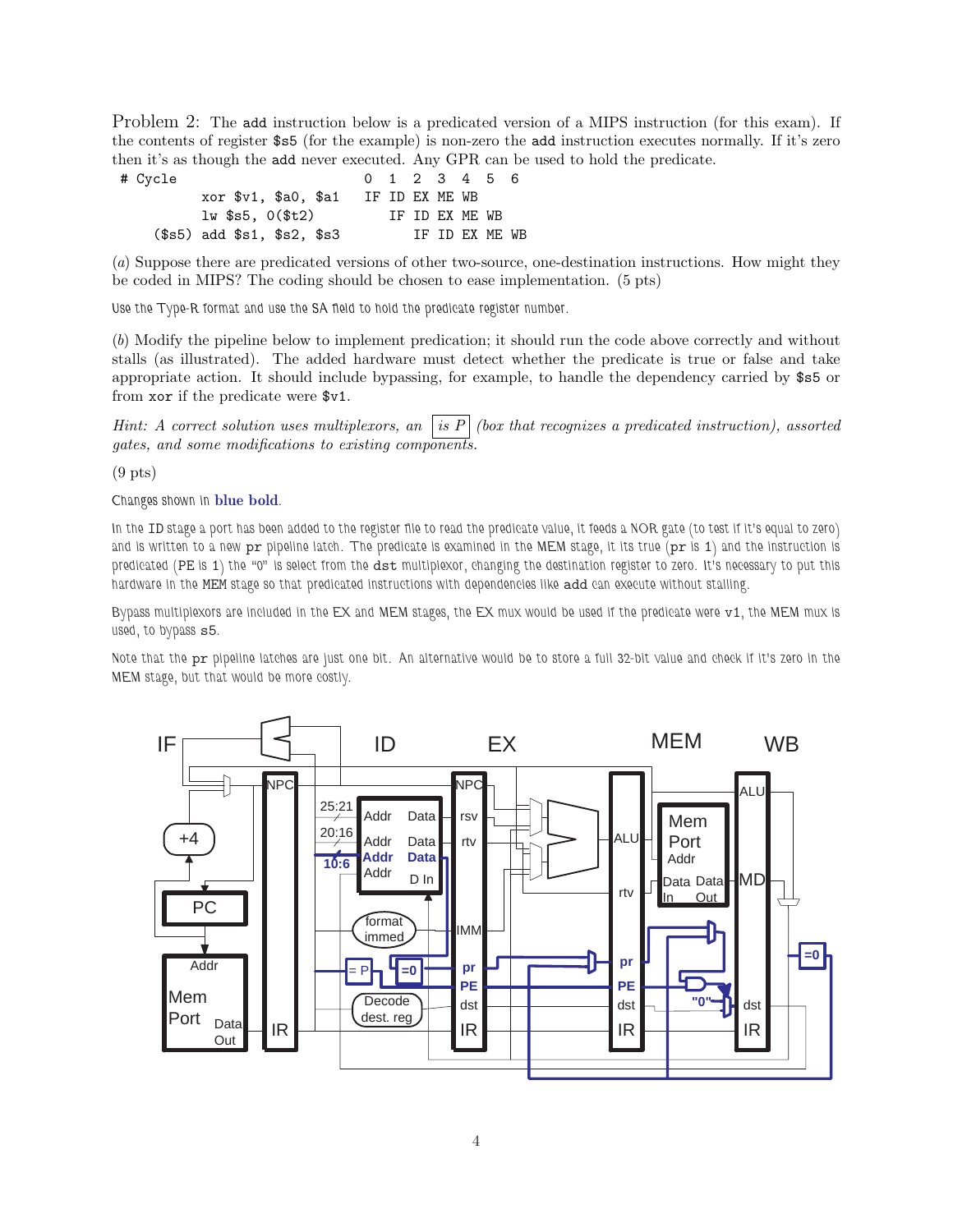Problem 2: The `add` instruction below is a predicated version of a MIPS instruction (for this exam). If the contents of register `$s5` (for the example) is non-zero the `add` instruction executes normally. If it's zero then it's as though the `add` never executed. Any GPR can be used to hold the predicate.

```
# Cycle                       0  1  2  3  4  5  6
        xor $v1, $a0, $a1     IF ID EX ME WB
        lw $s5, 0($t2)           IF ID EX ME WB
  ($s5) add $s1, $s2, $s3           IF ID EX ME WB
```

(*a*) Suppose there are predicated versions of other two-source, one-destination instructions. How might they be coded in MIPS? The coding should be chosen to ease implementation. (5 pts)

Use the Type-R format and use the SA field to hold the predicate register number.

(*b*) Modify the pipeline below to implement predication; it should run the code above correctly and without stalls (as illustrated). The added hardware must detect whether the predicate is true or false and take appropriate action. It should include bypassing, for example, to handle the dependency carried by `$s5` or from `xor` if the predicate were `$v1`.

*Hint: A correct solution uses multiplexors, an* [*is P*] *(box that recognizes a predicated instruction), assorted gates, and some modifications to existing components.*

(9 pts)

Changes shown in **blue bold**.

In the ID stage a port has been added to the register file to read the predicate value, it feeds a NOR gate (to test if it's equal to zero) and is written to a new `pr` pipeline latch. The predicate is examined in the MEM stage, it its true (`pr` is 1) and the instruction is predicated (`PE` is 1) the "0" is select from the `dst` multiplexor, changing the destination register to zero. It's necessary to put this hardware in the MEM stage so that predicated instructions with dependencies like `add` can execute without stalling.

Bypass multiplexors are included in the EX and MEM stages, the EX mux would be used if the predicate were `v1`, the MEM mux is used, to bypass `s5`.

Note that the `pr` pipeline latches are just one bit. An alternative would be to store a full 32-bit value and check if it's zero in the MEM stage, but that would be more costly.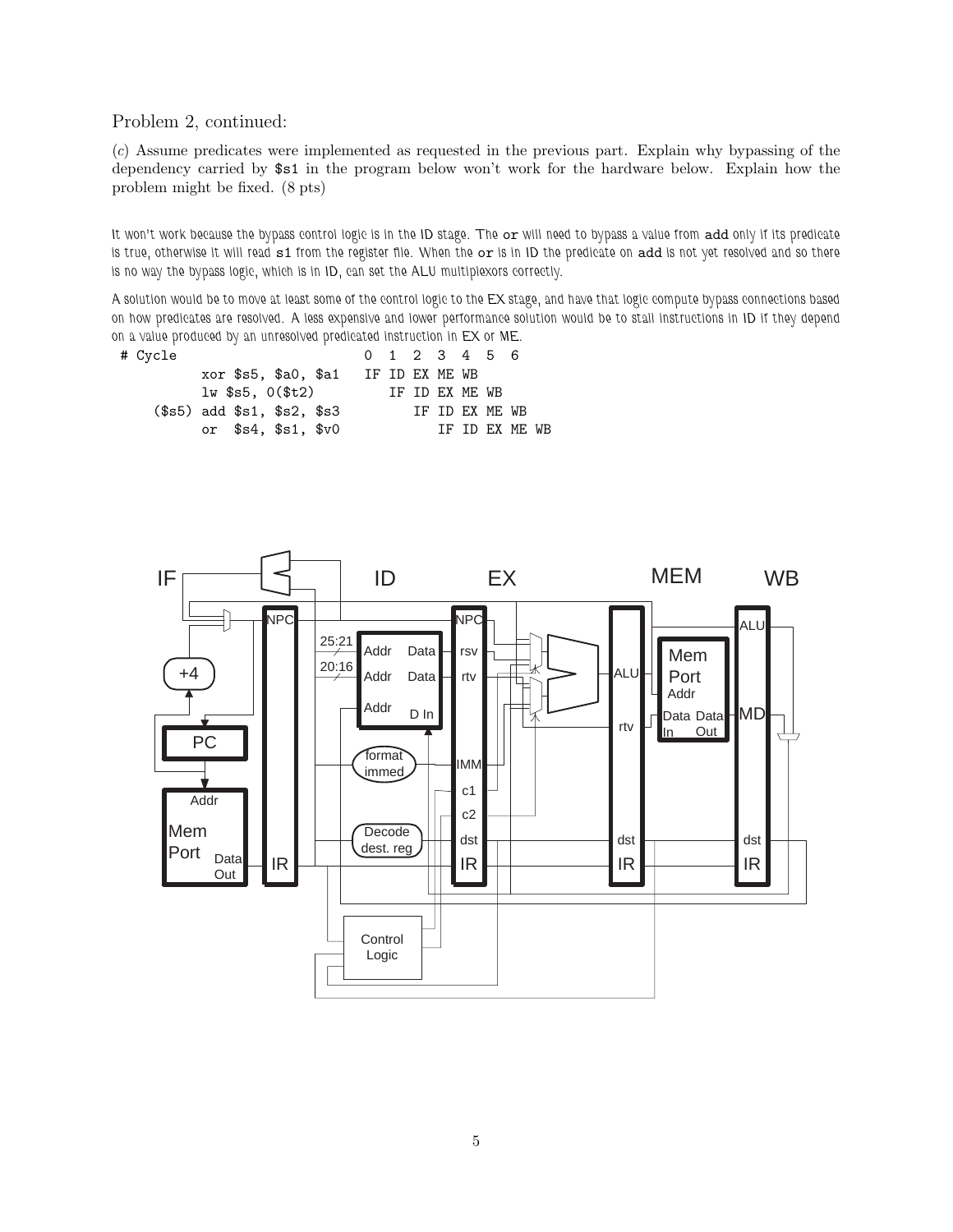Problem 2, continued:

(*c*) Assume predicates were implemented as requested in the previous part. Explain why bypassing of the dependency carried by `$s1` in the program below won't work for the hardware below. Explain how the problem might be fixed. (8 pts)

*It won't work because the bypass control logic is in the ID stage. The* `or` *will need to bypass a value from* `add` *only if its predicate is true, otherwise it will read* `s1` *from the register file. When the* `or` *is in ID the predicate on* `add` *is not yet resolved and so there is no way the bypass logic, which is in ID, can set the ALU multiplexors correctly.*

*A solution would be to move at least some of the control logic to the EX stage, and have that logic compute bypass connections based on how predicates are resolved. A less expensive and lower performance solution would be to stall instructions in ID if they depend on a value produced by an unresolved predicated instruction in EX or ME.*

```
# Cycle                      0  1  2  3  4  5  6
        xor $s5, $a0, $a1    IF ID EX ME WB
        lw $s5, 0($t2)          IF ID EX ME WB
  ($s5) add $s1, $s2, $s3          IF ID EX ME WB
        or  $s4, $s1, $v0             IF ID EX ME WB
```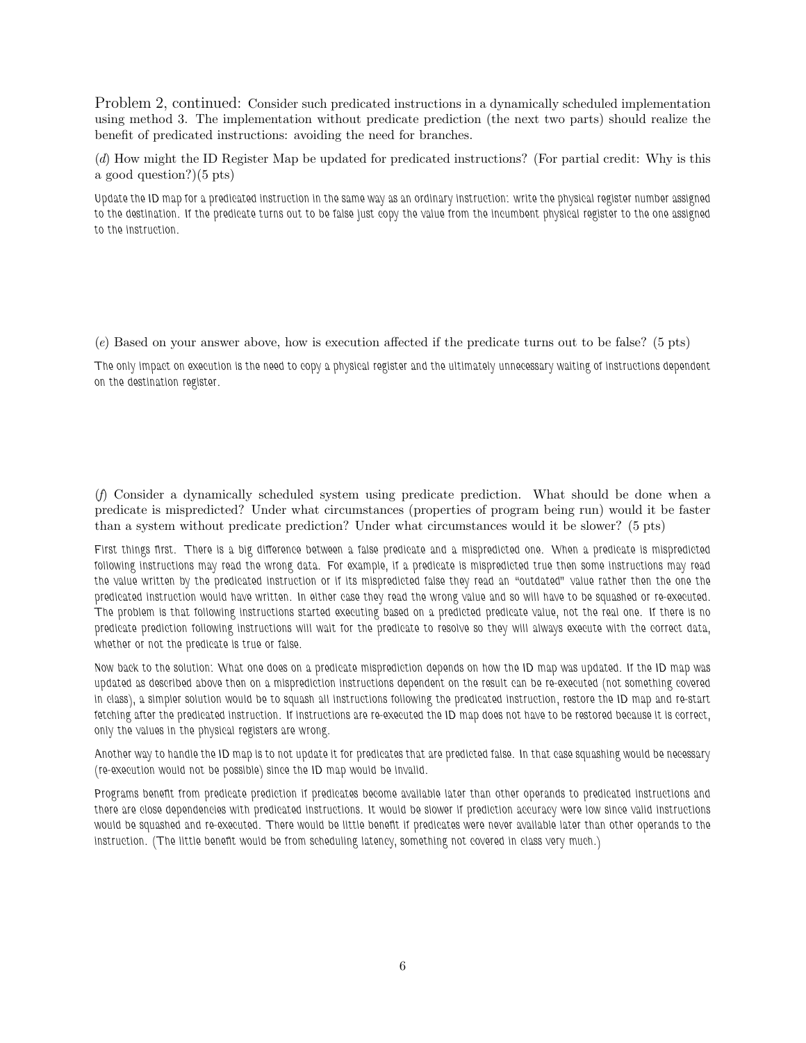Problem 2, continued: Consider such predicated instructions in a dynamically scheduled implementation using method 3. The implementation without predicate prediction (the next two parts) should realize the benefit of predicated instructions: avoiding the need for branches.

(*d*) How might the ID Register Map be updated for predicated instructions? (For partial credit: Why is this a good question?)(5 pts)

Update the ID map for a predicated instruction in the same way as an ordinary instruction: write the physical register number assigned to the destination. If the predicate turns out to be false just copy the value from the incumbent physical register to the one assigned to the instruction.

(*e*) Based on your answer above, how is execution affected if the predicate turns out to be false? (5 pts)

The only impact on execution is the need to copy a physical register and the ultimately unnecessary waiting of instructions dependent on the destination register.

(*f*) Consider a dynamically scheduled system using predicate prediction. What should be done when a predicate is mispredicted? Under what circumstances (properties of program being run) would it be faster than a system without predicate prediction? Under what circumstances would it be slower? (5 pts)

First things first. There is a big difference between a false predicate and a mispredicted one. When a predicate is mispredicted following instructions may read the wrong data. For example, if a predicate is mispredicted true then some instructions may read the value written by the predicated instruction or if its mispredicted false they read an "outdated" value rather then the one the predicated instruction would have written. In either case they read the wrong value and so will have to be squashed or re-executed. The problem is that following instructions started executing based on a predicted predicate value, not the real one. If there is no predicate prediction following instructions will wait for the predicate to resolve so they will always execute with the correct data, whether or not the predicate is true or false.

Now back to the solution: What one does on a predicate misprediction depends on how the ID map was updated. If the ID map was updated as described above then on a misprediction instructions dependent on the result can be re-executed (not something covered in class), a simpler solution would be to squash all instructions following the predicated instruction, restore the ID map and re-start fetching after the predicated instruction. If instructions are re-executed the ID map does not have to be restored because it is correct, only the values in the physical registers are wrong.

Another way to handle the ID map is to not update it for predicates that are predicted false. In that case squashing would be necessary (re-execution would not be possible) since the ID map would be invalid.

Programs benefit from predicate prediction if predicates become available later than other operands to predicated instructions and there are close dependencies with predicated instructions. It would be slower if prediction accuracy were low since valid instructions would be squashed and re-executed. There would be little benefit if predicates were never available later than other operands to the instruction. (The little benefit would be from scheduling latency, something not covered in class very much.)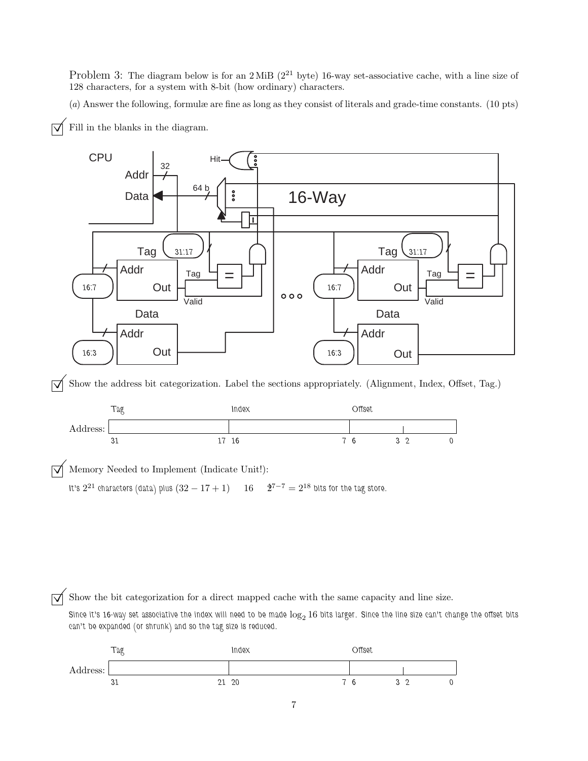Problem 3: The diagram below is for an 2 MiB ($2^{21}$ byte) 16-way set-associative cache, with a line size of 128 characters, for a system with 8-bit (how ordinary) characters.

(*a*) Answer the following, formulæ are fine as long as they consist of literals and grade-time constants. (10 pts)

☑ Fill in the blanks in the diagram.

CPU

Addr 32

Data 64 b

Hit

16-Way

Tag 31:17

Addr

Out

Tag

Valid

=

16:7

Data

Addr

Out

16:3

Tag 31:17

Addr

Out

Tag

Valid

=

16:7

Data

Addr

Out

16:3

☑ Show the address bit categorization. Label the sections appropriately. (Alignment, Index, Offset, Tag.)

| | Tag | Index | Offset | |
|---|---|---|---|---|
| Address: | 31 … 17 | 16 … 7 | 6 … 3 | 2 … 0 |

☑ Memory Needed to Implement (Indicate Unit!):

It's $2^{21}$ characters (data) plus $(32 - 17 + 1)$ 16 $2^{7-7} = 2^{18}$ bits for the tag store.

☑ Show the bit categorization for a direct mapped cache with the same capacity and line size.

Since it's 16-way set associative the index will need to be made $\log_2 16$ bits larger. Since the line size can't change the offset bits can't be expanded (or shrunk) and so the tag size is reduced.

| | Tag | Index | Offset | |
|---|---|---|---|---|
| Address: | 31 … 21 | 20 … 7 | 6 … 3 | 2 … 0 |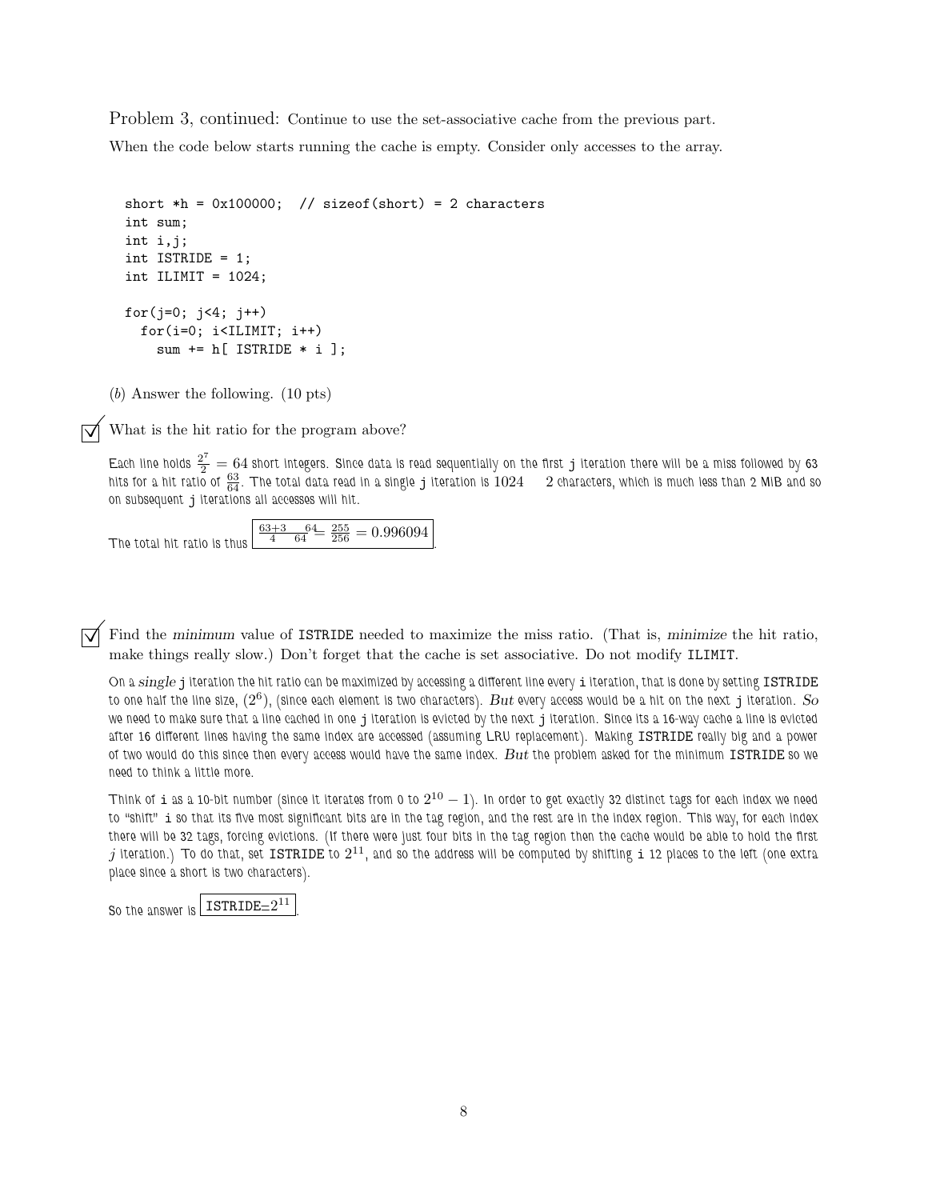Problem 3, continued: Continue to use the set-associative cache from the previous part.

When the code below starts running the cache is empty. Consider only accesses to the array.

```
short *h = 0x100000;  // sizeof(short) = 2 characters
int sum;
int i,j;
int ISTRIDE = 1;
int ILIMIT = 1024;

for(j=0; j<4; j++)
  for(i=0; i<ILIMIT; i++)
    sum += h[ ISTRIDE * i ];
```

(*b*) Answer the following. (10 pts)

☑ What is the hit ratio for the program above?

Each line holds $\frac{2^7}{2} = 64$ short integers. Since data is read sequentially on the first j iteration there will be a miss followed by 63 hits for a hit ratio of $\frac{63}{64}$. The total data read in a single j iteration is $1024 \quad 2$ characters, which is much less than 2 MiB and so on subsequent j iterations all accesses will hit.

The total hit ratio is thus $\boxed{\frac{63+3 \quad 64}{4 \quad 64} = \frac{255}{256} = 0.996094}$.

☑ Find the *minimum* value of ISTRIDE needed to maximize the miss ratio. (That is, *minimize* the hit ratio, make things really slow.) Don't forget that the cache is set associative. Do not modify ILIMIT.

On a *single* j iteration the hit ratio can be maximized by accessing a different line every i iteration, that is done by setting ISTRIDE to one half the line size, ($2^6$), (since each element is two characters). *But* every access would be a hit on the next j iteration. *So* we need to make sure that a line cached in one j iteration is evicted by the next j iteration. Since its a 16-way cache a line is evicted after 16 different lines having the same index are accessed (assuming LRU replacement). Making ISTRIDE really big and a power of two would do this since then every access would have the same index. *But* the problem asked for the minimum ISTRIDE so we need to think a little more.

Think of i as a 10-bit number (since it iterates from 0 to $2^{10} - 1$). In order to get exactly 32 distinct tags for each index we need to "shift" i so that its five most significant bits are in the tag region, and the rest are in the index region. This way, for each index there will be 32 tags, forcing evictions. (If there were just four bits in the tag region then the cache would be able to hold the first *j* iteration.) To do that, set ISTRIDE to $2^{11}$, and so the address will be computed by shifting i 12 places to the left (one extra place since a short is two characters).

So the answer is $\boxed{\texttt{ISTRIDE}=2^{11}}$.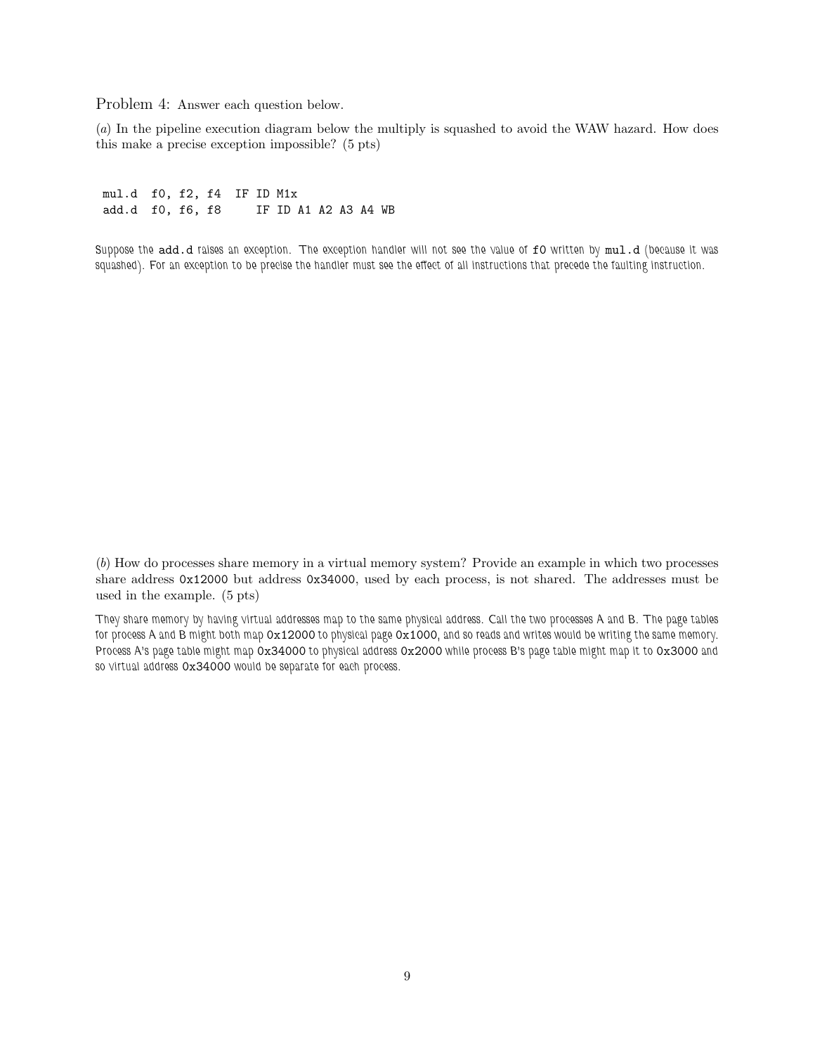Problem 4: Answer each question below.

(*a*) In the pipeline execution diagram below the multiply is squashed to avoid the WAW hazard. How does this make a precise exception impossible? (5 pts)

```
mul.d  f0, f2, f4  IF ID M1x
add.d  f0, f6, f8     IF ID A1 A2 A3 A4 WB
```

Suppose the `add.d` raises an exception. The exception handler will not see the value of `f0` written by `mul.d` (because it was squashed). For an exception to be precise the handler must see the effect of all instructions that precede the faulting instruction.

(*b*) How do processes share memory in a virtual memory system? Provide an example in which two processes share address `0x12000` but address `0x34000`, used by each process, is not shared. The addresses must be used in the example. (5 pts)

They share memory by having virtual addresses map to the same physical address. Call the two processes A and B. The page tables for process A and B might both map `0x12000` to physical page `0x1000`, and so reads and writes would be writing the same memory. Process A's page table might map `0x34000` to physical address `0x2000` while process B's page table might map it to `0x3000` and so virtual address `0x34000` would be separate for each process.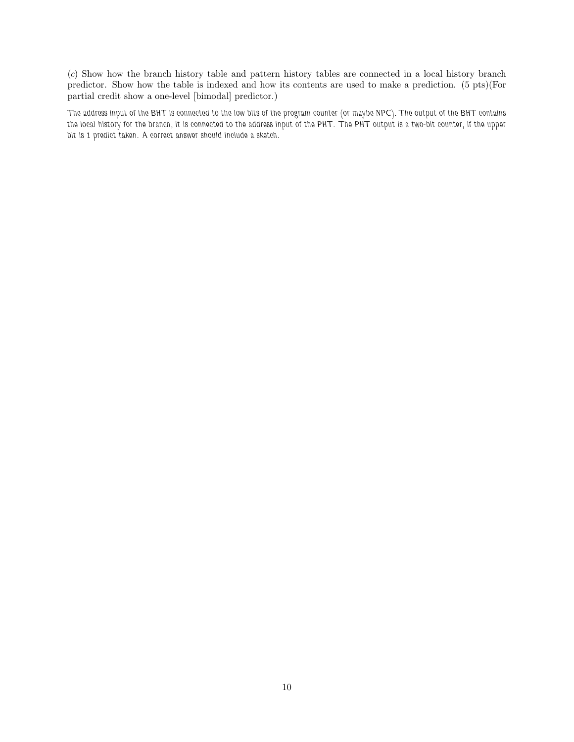(*c*) Show how the branch history table and pattern history tables are connected in a local history branch predictor. Show how the table is indexed and how its contents are used to make a prediction. (5 pts)(For partial credit show a one-level [bimodal] predictor.)

*The address input of the BHT is connected to the low bits of the program counter (or maybe NPC). The output of the BHT contains the local history for the branch, it is connected to the address input of the PHT. The PHT output is a two-bit counter, if the upper bit is 1 predict taken. A correct answer should include a sketch.*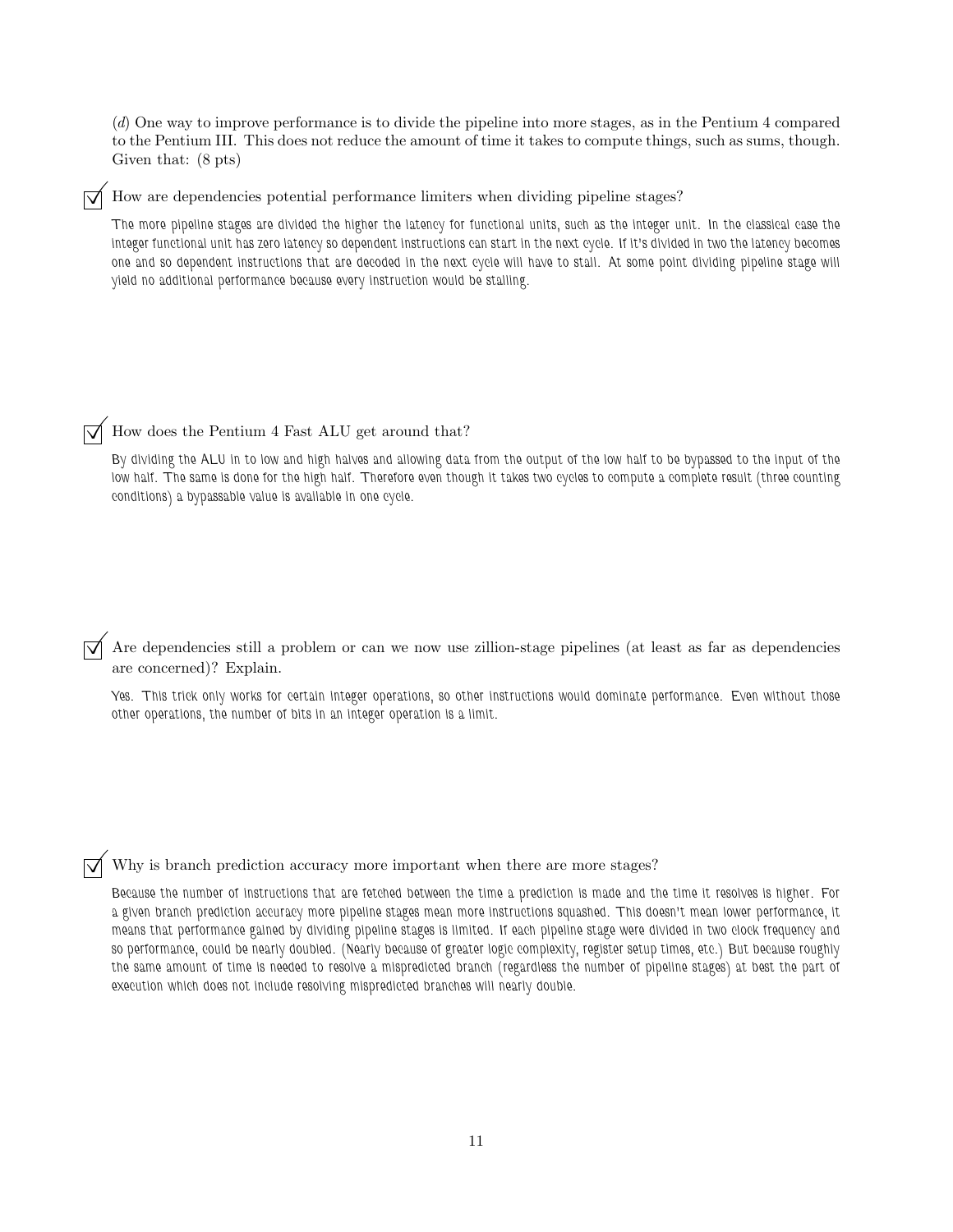(*d*) One way to improve performance is to divide the pipeline into more stages, as in the Pentium 4 compared to the Pentium III. This does not reduce the amount of time it takes to compute things, such as sums, though. Given that: (8 pts)

☑ How are dependencies potential performance limiters when dividing pipeline stages?

The more pipeline stages are divided the higher the latency for functional units, such as the integer unit. In the classical case the integer functional unit has zero latency so dependent instructions can start in the next cycle. If it's divided in two the latency becomes one and so dependent instructions that are decoded in the next cycle will have to stall. At some point dividing pipeline stage will yield no additional performance because every instruction would be stalling.

☑ How does the Pentium 4 Fast ALU get around that?

By dividing the ALU in to low and high halves and allowing data from the output of the low half to be bypassed to the input of the low half. The same is done for the high half. Therefore even though it takes two cycles to compute a complete result (three counting conditions) a bypassable value is available in one cycle.

☑ Are dependencies still a problem or can we now use zillion-stage pipelines (at least as far as dependencies are concerned)? Explain.

Yes. This trick only works for certain integer operations, so other instructions would dominate performance. Even without those other operations, the number of bits in an integer operation is a limit.

☑ Why is branch prediction accuracy more important when there are more stages?

Because the number of instructions that are fetched between the time a prediction is made and the time it resolves is higher. For a given branch prediction accuracy more pipeline stages mean more instructions squashed. This doesn't mean lower performance, it means that performance gained by dividing pipeline stages is limited. If each pipeline stage were divided in two clock frequency and so performance, could be nearly doubled. (Nearly because of greater logic complexity, register setup times, etc.) But because roughly the same amount of time is needed to resolve a mispredicted branch (regardless the number of pipeline stages) at best the part of execution which does not include resolving mispredicted branches will nearly double.